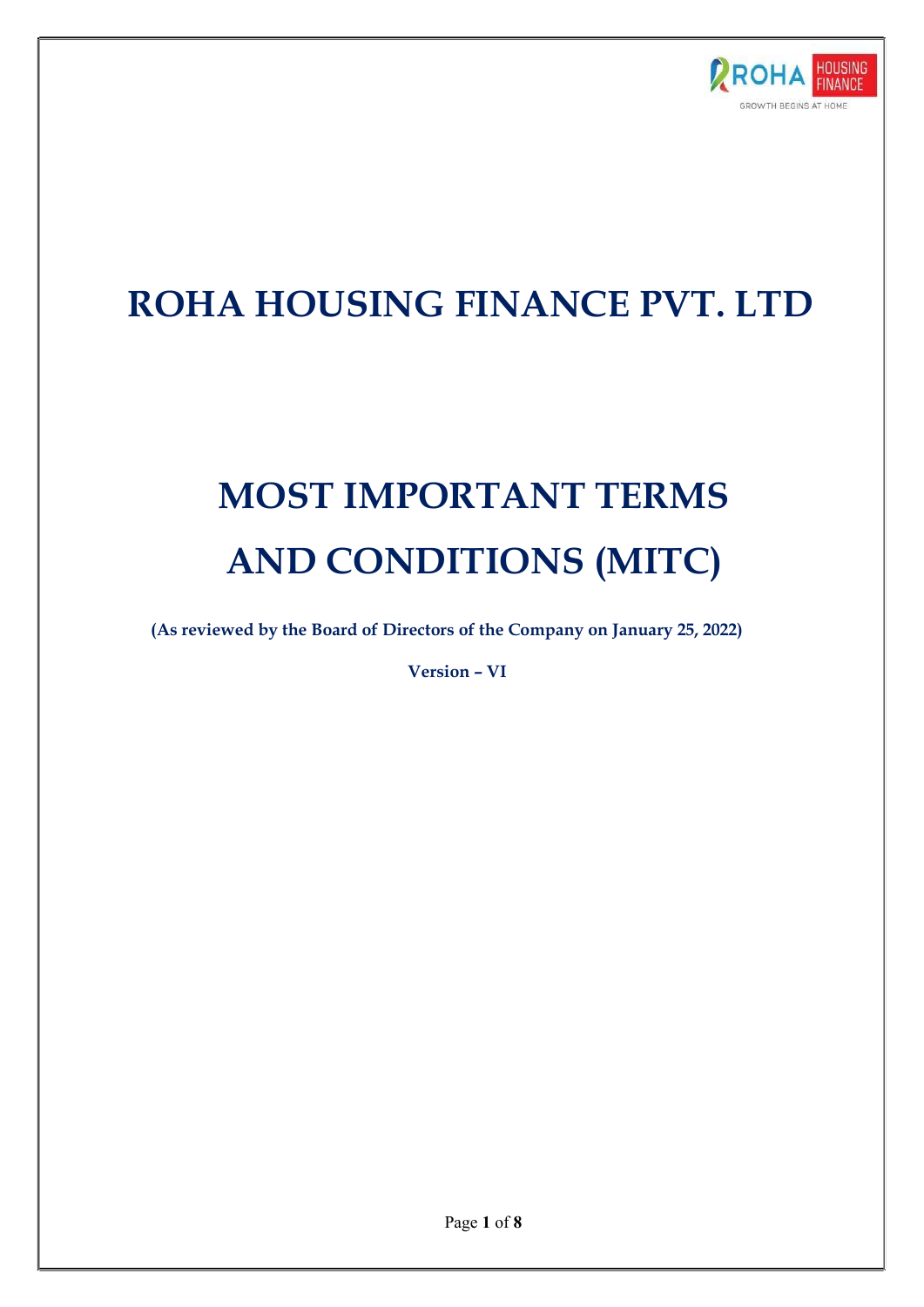# ROHA HOUSING FINANCE PVT. LTD

# MOST IMPORTANT TERMS AND CONDITIONS (MITC)

**(As reviewed by the Board of Directors of the Company on January 25, 2022)**

**Version – VI**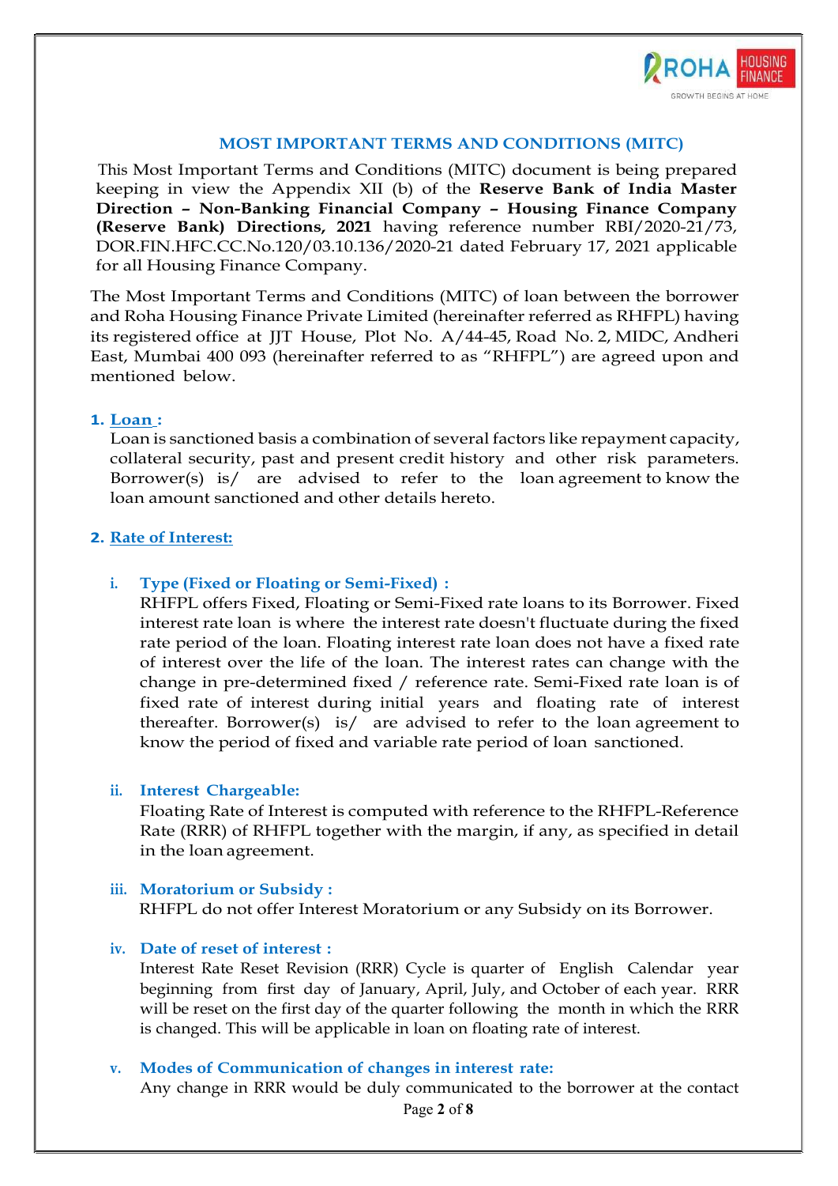## MOST IMPORTANT TERMS AND CONDITIONS (MITC)

This Most Important Terms and Conditions (MITC) document is being prepared keeping in view the Appendix XII (b) of the **Reserve Bank of India Master Direction – Non-Banking Financial Company – Housing Finance Company (Reserve Bank) Directions, 2021** having reference number RBI/2020-21/73, DOR.FIN.HFC.CC.No.120/03.10.136/2020-21 dated February 17, 2021 applicable for all Housing Finance Company.

The Most Important Terms and Conditions (MITC) of loan between the borrower and Roha Housing Finance Private Limited (hereinafter referred as RHFPL) having its registered office at JJT House, Plot No. A/44-45, Road No. 2, MIDC, Andheri East, Mumbai 400 093 (hereinafter referred to as "RHFPL") are agreed upon and mentioned below.

### 1. Loan :

Loan is sanctioned basis a combination of several factors like repayment capacity, collateral security, past and present credit history and other risk parameters. Borrower(s) is/ are advised to refer to the loan agreement to know the loan amount sanctioned and other details hereto.

### 2. Rate of Interest:

#### i. Type (Fixed or Floating or Semi-Fixed) :

RHFPL offers Fixed, Floating or Semi-Fixed rate loans to its Borrower. Fixed interest rate loan is where the interest rate doesn't fluctuate during the fixed rate period of the loan. Floating interest rate loan does not have a fixed rate of interest over the life of the loan. The interest rates can change with the change in pre-determined fixed / reference rate. Semi-Fixed rate loan is of fixed rate of interest during initial years and floating rate of interest thereafter. Borrower(s) is/ are advised to refer to the loan agreement to know the period of fixed and variable rate period of loan sanctioned.

#### ii. Interest Chargeable:

Floating Rate of Interest is computed with reference to the RHFPL-Reference Rate (RRR) of RHFPL together with the margin, if any, as specified in detail in the loan agreement.

#### iii. Moratorium or Subsidy :

RHFPL do not offer Interest Moratorium or any Subsidy on its Borrower.

#### iv. Date of reset of interest :

Interest Rate Reset Revision (RRR) Cycle is quarter of English Calendar year beginning from first day of January, April, July, and October of each year. RRR will be reset on the first day of the quarter following the month in which the RRR is changed. This will be applicable in loan on floating rate of interest.

#### v. Modes of Communication of changes in interest rate:

Any change in RRR would be duly communicated to the borrower at the contact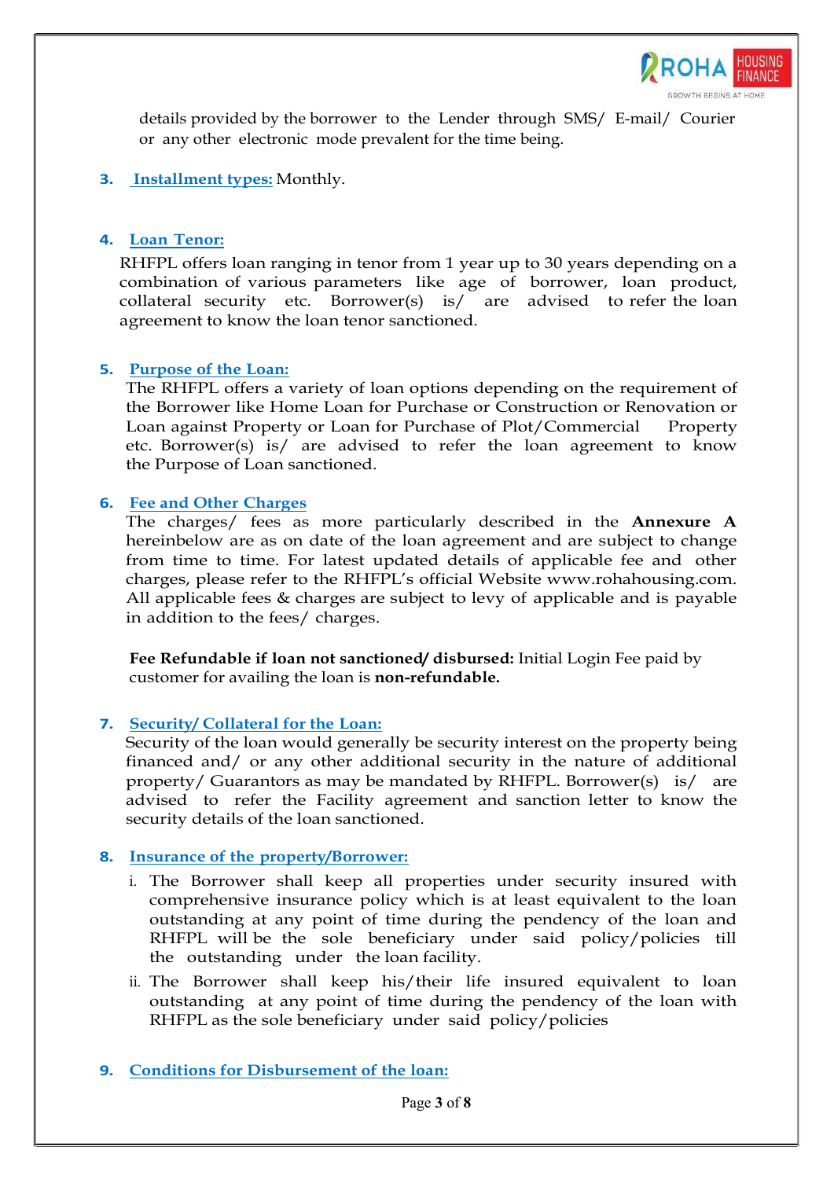details provided by the borrower to the Lender through SMS/ E-mail/ Courier or any other electronic mode prevalent for the time being.

3. **Installment types:** Monthly.

4. **Loan Tenor:**

RHFPL offers loan ranging in tenor from 1 year up to 30 years depending on a combination of various parameters like age of borrower, loan product, collateral security etc. Borrower(s) is/ are advised to refer the loan agreement to know the loan tenor sanctioned.

5. **Purpose of the Loan:**

The RHFPL offers a variety of loan options depending on the requirement of the Borrower like Home Loan for Purchase or Construction or Renovation or Loan against Property or Loan for Purchase of Plot/Commercial Property etc. Borrower(s) is/ are advised to refer the loan agreement to know the Purpose of Loan sanctioned.

6. **Fee and Other Charges**

The charges/ fees as more particularly described in the **Annexure A** hereinbelow are as on date of the loan agreement and are subject to change from time to time. For latest updated details of applicable fee and other charges, please refer to the RHFPL's official Website www.rohahousing.com. All applicable fees & charges are subject to levy of applicable and is payable in addition to the fees/ charges.

**Fee Refundable if loan not sanctioned/ disbursed:** Initial Login Fee paid by customer for availing the loan is **non-refundable.**

7. **Security/ Collateral for the Loan:**

Security of the loan would generally be security interest on the property being financed and/ or any other additional security in the nature of additional property/ Guarantors as may be mandated by RHFPL. Borrower(s) is/ are advised to refer the Facility agreement and sanction letter to know the security details of the loan sanctioned.

8. **Insurance of the property/Borrower:**

   i. The Borrower shall keep all properties under security insured with comprehensive insurance policy which is at least equivalent to the loan outstanding at any point of time during the pendency of the loan and RHFPL will be the sole beneficiary under said policy/policies till the outstanding under the loan facility.

   ii. The Borrower shall keep his/their life insured equivalent to loan outstanding at any point of time during the pendency of the loan with RHFPL as the sole beneficiary under said policy/policies

9. **Conditions for Disbursement of the loan:**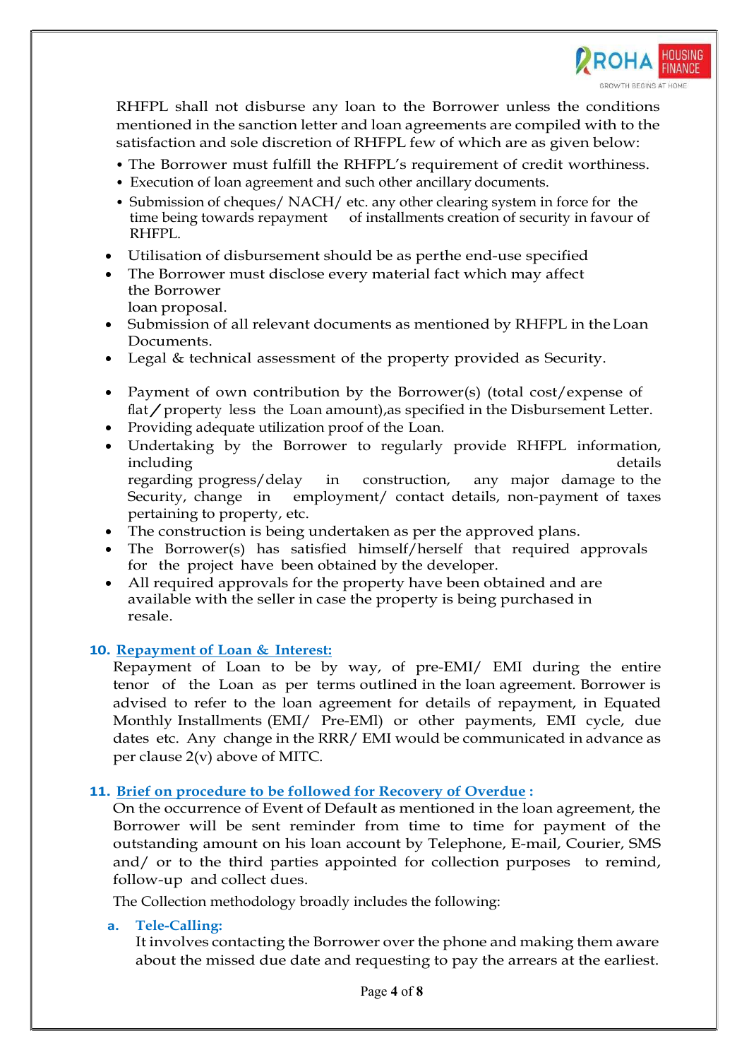RHFPL shall not disburse any loan to the Borrower unless the conditions mentioned in the sanction letter and loan agreements are compiled with to the satisfaction and sole discretion of RHFPL few of which are as given below:

- The Borrower must fulfill the RHFPL's requirement of credit worthiness.
- Execution of loan agreement and such other ancillary documents.
- Submission of cheques/ NACH/ etc. any other clearing system in force for the time being towards repayment of installments creation of security in favour of RHFPL.

- Utilisation of disbursement should be as perthe end-use specified
- The Borrower must disclose every material fact which may affect the Borrower loan proposal.
- Submission of all relevant documents as mentioned by RHFPL in the Loan Documents.
- Legal & technical assessment of the property provided as Security.
- Payment of own contribution by the Borrower(s) (total cost/expense of flat/property less the Loan amount),as specified in the Disbursement Letter.
- Providing adequate utilization proof of the Loan.
- Undertaking by the Borrower to regularly provide RHFPL information, including details regarding progress/delay in construction, any major damage to the Security, change in employment/ contact details, non-payment of taxes pertaining to property, etc.
- The construction is being undertaken as per the approved plans.
- The Borrower(s) has satisfied himself/herself that required approvals for the project have been obtained by the developer.
- All required approvals for the property have been obtained and are available with the seller in case the property is being purchased in resale.

**10. Repayment of Loan & Interest:**

Repayment of Loan to be by way, of pre-EMI/ EMI during the entire tenor of the Loan as per terms outlined in the loan agreement. Borrower is advised to refer to the loan agreement for details of repayment, in Equated Monthly Installments (EMI/ Pre-EMI) or other payments, EMI cycle, due dates etc. Any change in the RRR/ EMI would be communicated in advance as per clause 2(v) above of MITC.

**11. Brief on procedure to be followed for Recovery of Overdue :**

On the occurrence of Event of Default as mentioned in the loan agreement, the Borrower will be sent reminder from time to time for payment of the outstanding amount on his loan account by Telephone, E-mail, Courier, SMS and/ or to the third parties appointed for collection purposes to remind, follow-up and collect dues.

The Collection methodology broadly includes the following:

**a. Tele-Calling:**

It involves contacting the Borrower over the phone and making them aware about the missed due date and requesting to pay the arrears at the earliest.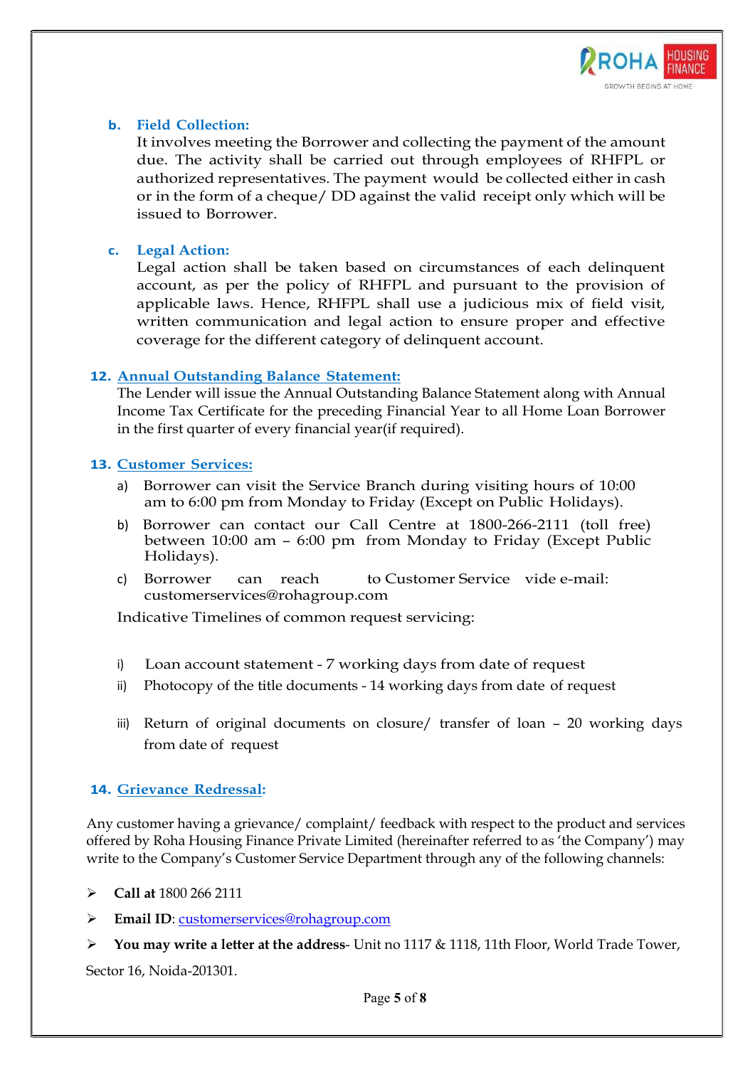**b. Field Collection:**

It involves meeting the Borrower and collecting the payment of the amount due. The activity shall be carried out through employees of RHFPL or authorized representatives. The payment would be collected either in cash or in the form of a cheque/ DD against the valid receipt only which will be issued to Borrower.

**c. Legal Action:**

Legal action shall be taken based on circumstances of each delinquent account, as per the policy of RHFPL and pursuant to the provision of applicable laws. Hence, RHFPL shall use a judicious mix of field visit, written communication and legal action to ensure proper and effective coverage for the different category of delinquent account.

## 12. Annual Outstanding Balance Statement:

The Lender will issue the Annual Outstanding Balance Statement along with Annual Income Tax Certificate for the preceding Financial Year to all Home Loan Borrower in the first quarter of every financial year(if required).

## 13. Customer Services:

a) Borrower can visit the Service Branch during visiting hours of 10:00 am to 6:00 pm from Monday to Friday (Except on Public Holidays).

b) Borrower can contact our Call Centre at 1800-266-2111 (toll free) between 10:00 am – 6:00 pm from Monday to Friday (Except Public Holidays).

c) Borrower can reach to Customer Service vide e-mail: customerservices@rohagroup.com

Indicative Timelines of common request servicing:

i) Loan account statement - 7 working days from date of request

ii) Photocopy of the title documents - 14 working days from date of request

iii) Return of original documents on closure/ transfer of loan – 20 working days from date of request

## 14. Grievance Redressal:

Any customer having a grievance/ complaint/ feedback with respect to the product and services offered by Roha Housing Finance Private Limited (hereinafter referred to as 'the Company') may write to the Company's Customer Service Department through any of the following channels:

- **Call at** 1800 266 2111
- **Email ID**: customerservices@rohagroup.com
- **You may write a letter at the address**- Unit no 1117 & 1118, 11th Floor, World Trade Tower, Sector 16, Noida-201301.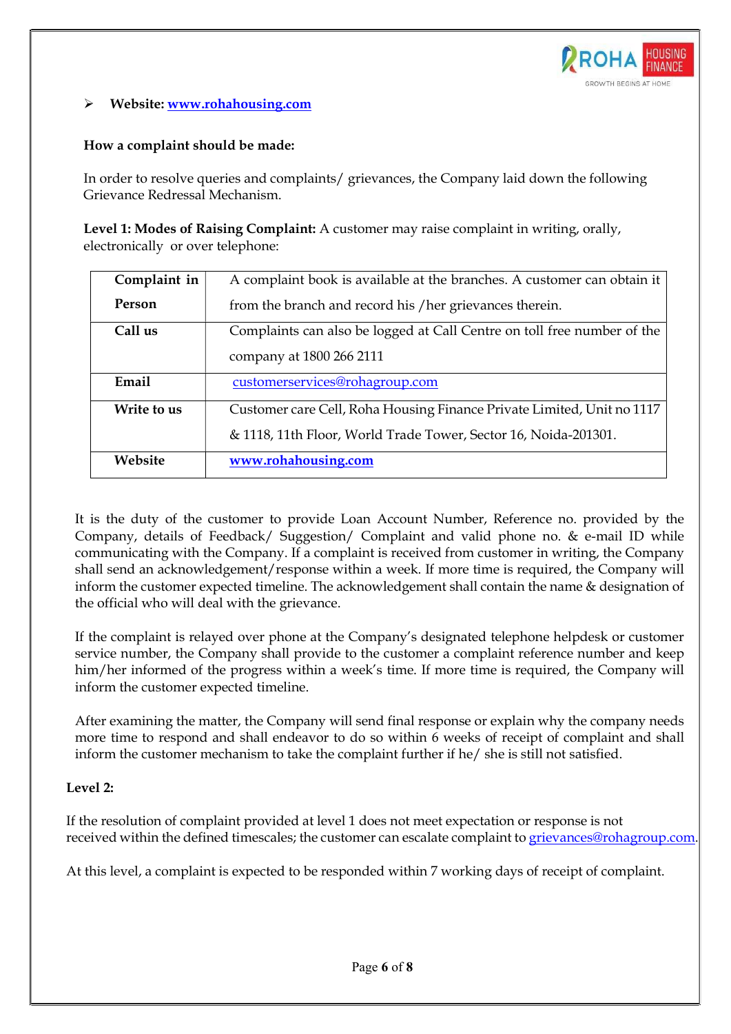- **Website: [www.rohahousing.com](http://www.rohahousing.com)**

**How a complaint should be made:**

In order to resolve queries and complaints/ grievances, the Company laid down the following Grievance Redressal Mechanism.

**Level 1: Modes of Raising Complaint:** A customer may raise complaint in writing, orally, electronically or over telephone:

| | |
|---|---|
| **Complaint in Person** | A complaint book is available at the branches. A customer can obtain it from the branch and record his /her grievances therein. |
| **Call us** | Complaints can also be logged at Call Centre on toll free number of the company at 1800 266 2111 |
| **Email** | customerservices@rohagroup.com |
| **Write to us** | Customer care Cell, Roha Housing Finance Private Limited, Unit no 1117 & 1118, 11th Floor, World Trade Tower, Sector 16, Noida-201301. |
| **Website** | **[www.rohahousing.com](http://www.rohahousing.com)** |

It is the duty of the customer to provide Loan Account Number, Reference no. provided by the Company, details of Feedback/ Suggestion/ Complaint and valid phone no. & e-mail ID while communicating with the Company. If a complaint is received from customer in writing, the Company shall send an acknowledgement/response within a week. If more time is required, the Company will inform the customer expected timeline. The acknowledgement shall contain the name & designation of the official who will deal with the grievance.

If the complaint is relayed over phone at the Company's designated telephone helpdesk or customer service number, the Company shall provide to the customer a complaint reference number and keep him/her informed of the progress within a week's time. If more time is required, the Company will inform the customer expected timeline.

After examining the matter, the Company will send final response or explain why the company needs more time to respond and shall endeavor to do so within 6 weeks of receipt of complaint and shall inform the customer mechanism to take the complaint further if he/ she is still not satisfied.

**Level 2:**

If the resolution of complaint provided at level 1 does not meet expectation or response is not received within the defined timescales; the customer can escalate complaint to grievances@rohagroup.com.

At this level, a complaint is expected to be responded within 7 working days of receipt of complaint.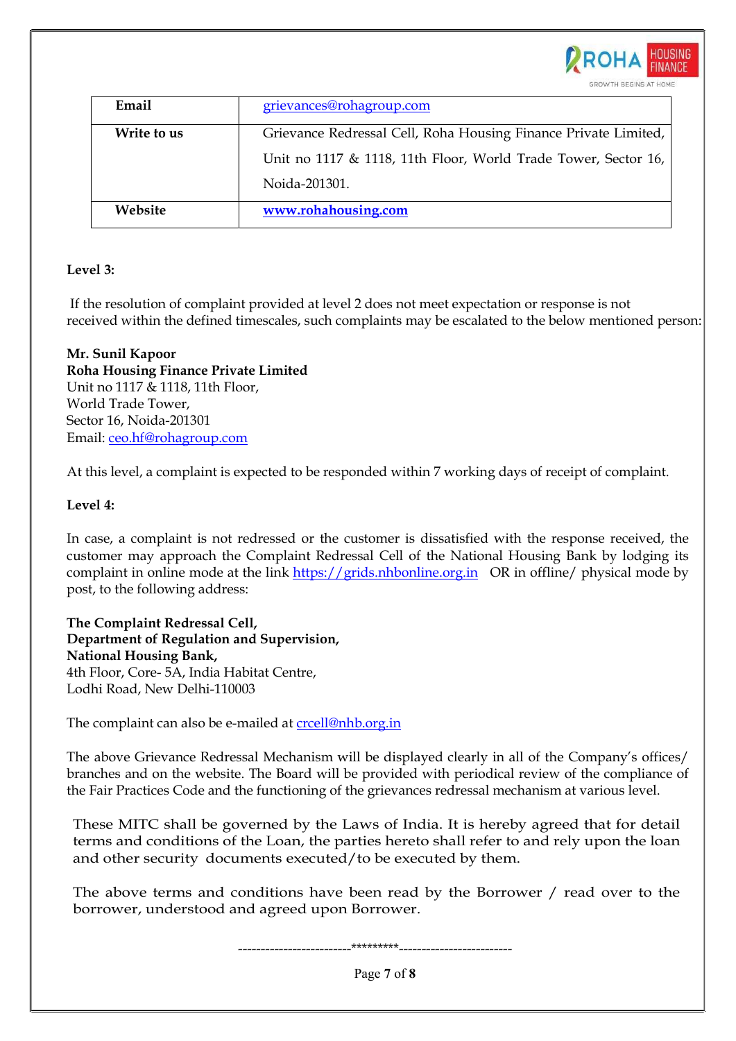| Email | grievances@rohagroup.com |
| --- | --- |
| Write to us | Grievance Redressal Cell, Roha Housing Finance Private Limited, Unit no 1117 & 1118, 11th Floor, World Trade Tower, Sector 16, Noida-201301. |
| Website | **www.rohahousing.com** |

**Level 3:**

If the resolution of complaint provided at level 2 does not meet expectation or response is not received within the defined timescales, such complaints may be escalated to the below mentioned person:

**Mr. Sunil Kapoor**
**Roha Housing Finance Private Limited**
Unit no 1117 & 1118, 11th Floor,
World Trade Tower,
Sector 16, Noida-201301
Email: ceo.hf@rohagroup.com

At this level, a complaint is expected to be responded within 7 working days of receipt of complaint.

**Level 4:**

In case, a complaint is not redressed or the customer is dissatisfied with the response received, the customer may approach the Complaint Redressal Cell of the National Housing Bank by lodging its complaint in online mode at the link https://grids.nhbonline.org.in OR in offline/ physical mode by post, to the following address:

**The Complaint Redressal Cell,**
**Department of Regulation and Supervision,**
**National Housing Bank,**
4th Floor, Core- 5A, India Habitat Centre,
Lodhi Road, New Delhi-110003

The complaint can also be e-mailed at crcell@nhb.org.in

The above Grievance Redressal Mechanism will be displayed clearly in all of the Company's offices/ branches and on the website. The Board will be provided with periodical review of the compliance of the Fair Practices Code and the functioning of the grievances redressal mechanism at various level.

These MITC shall be governed by the Laws of India. It is hereby agreed that for detail terms and conditions of the Loan, the parties hereto shall refer to and rely upon the loan and other security documents executed/to be executed by them.

The above terms and conditions have been read by the Borrower / read over to the borrower, understood and agreed upon Borrower.

------------------------*********------------------------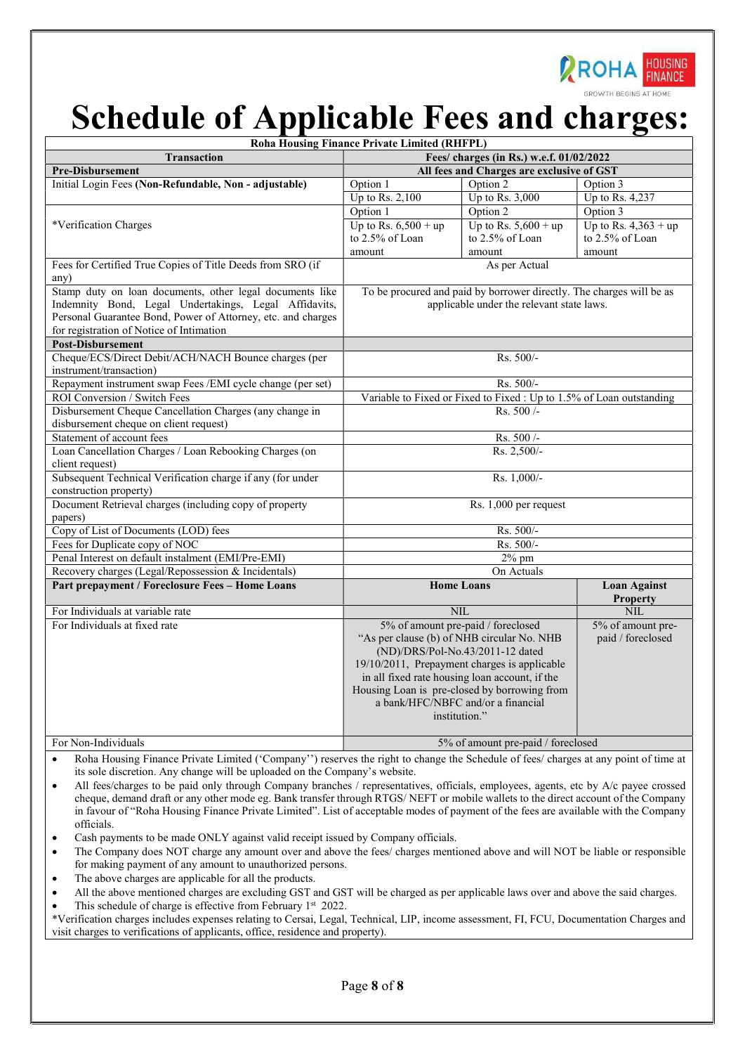# Schedule of Applicable Fees and charges:

| Roha Housing Finance Private Limited (RHFPL) | | | |
|---|---|---|---|
| **Transaction** | **Fees/ charges (in Rs.) w.e.f. 01/02/2022** | | |
| **Pre-Disbursement** | **All fees and Charges are exclusive of GST** | | |
| Initial Login Fees **(Non-Refundable, Non - adjustable)** | Option 1<br>Up to Rs. 2,100 | Option 2<br>Up to Rs. 3,000 | Option 3<br>Up to Rs. 4,237 |
| *Verification Charges | Option 1<br>Up to Rs. 6,500 + up to 2.5% of Loan amount | Option 2<br>Up to Rs. 5,600 + up to 2.5% of Loan amount | Option 3<br>Up to Rs. 4,363 + up to 2.5% of Loan amount |
| Fees for Certified True Copies of Title Deeds from SRO (if any) | As per Actual | | |
| Stamp duty on loan documents, other legal documents like Indemnity Bond, Legal Undertakings, Legal Affidavits, Personal Guarantee Bond, Power of Attorney, etc. and charges for registration of Notice of Intimation | To be procured and paid by borrower directly. The charges will be as applicable under the relevant state laws. | | |
| **Post-Disbursement** | | | |
| Cheque/ECS/Direct Debit/ACH/NACH Bounce charges (per instrument/transaction) | Rs. 500/- | | |
| Repayment instrument swap Fees /EMI cycle change (per set) | Rs. 500/- | | |
| ROI Conversion / Switch Fees | Variable to Fixed or Fixed to Fixed : Up to 1.5% of Loan outstanding | | |
| Disbursement Cheque Cancellation Charges (any change in disbursement cheque on client request) | Rs. 500 /- | | |
| Statement of account fees | Rs. 500 /- | | |
| Loan Cancellation Charges / Loan Rebooking Charges (on client request) | Rs. 2,500/- | | |
| Subsequent Technical Verification charge if any (for under construction property) | Rs. 1,000/- | | |
| Document Retrieval charges (including copy of property papers) | Rs. 1,000 per request | | |
| Copy of List of Documents (LOD) fees | Rs. 500/- | | |
| Fees for Duplicate copy of NOC | Rs. 500/- | | |
| Penal Interest on default instalment (EMI/Pre-EMI) | 2% pm | | |
| Recovery charges (Legal/Repossession & Incidentals) | On Actuals | | |
| **Part prepayment / Foreclosure Fees – Home Loans** | **Home Loans** | | **Loan Against Property** |
| For Individuals at variable rate | NIL | | NIL |
| For Individuals at fixed rate | 5% of amount pre-paid / foreclosed<br>"As per clause (b) of NHB circular No. NHB (ND)/DRS/Pol-No.43/2011-12 dated 19/10/2011, Prepayment charges is applicable in all fixed rate housing loan account, if the Housing Loan is pre-closed by borrowing from a bank/HFC/NBFC and/or a financial institution." | | 5% of amount pre-paid / foreclosed |
| For Non-Individuals | 5% of amount pre-paid / foreclosed | | |

- Roha Housing Finance Private Limited ('Company'') reserves the right to change the Schedule of fees/ charges at any point of time at its sole discretion. Any change will be uploaded on the Company's website.
- All fees/charges to be paid only through Company branches / representatives, officials, employees, agents, etc by A/c payee crossed cheque, demand draft or any other mode eg. Bank transfer through RTGS/ NEFT or mobile wallets to the direct account of the Company in favour of "Roha Housing Finance Private Limited". List of acceptable modes of payment of the fees are available with the Company officials.
- Cash payments to be made ONLY against valid receipt issued by Company officials.
- The Company does NOT charge any amount over and above the fees/ charges mentioned above and will NOT be liable or responsible for making payment of any amount to unauthorized persons.
- The above charges are applicable for all the products.
- All the above mentioned charges are excluding GST and GST will be charged as per applicable laws over and above the said charges.
- This schedule of charge is effective from February 1st 2022.

*Verification charges includes expenses relating to Cersai, Legal, Technical, LIP, income assessment, FI, FCU, Documentation Charges and visit charges to verifications of applicants, office, residence and property).